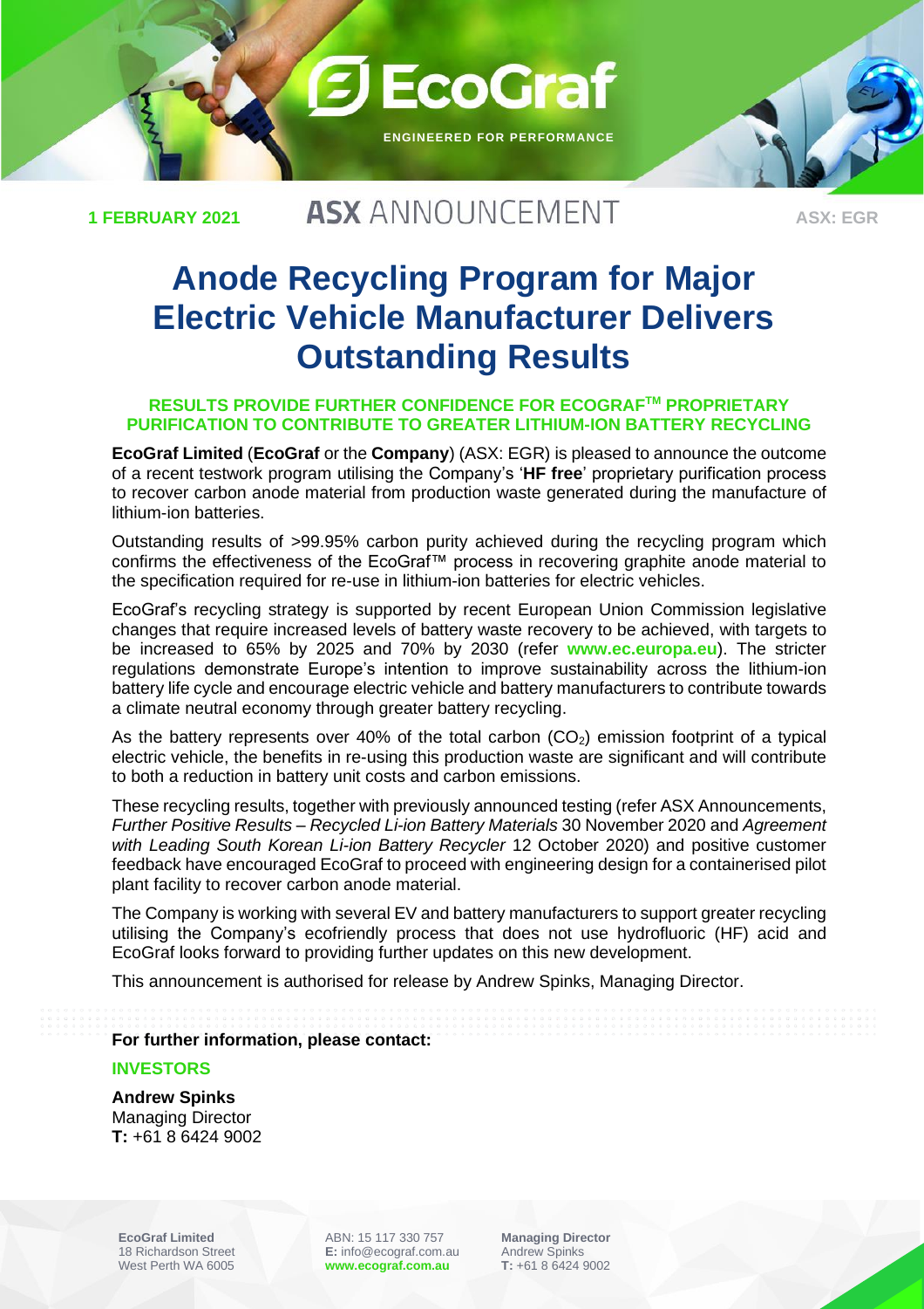**1 FEBRUARY 2021** **ASX ANNOUNCEMENT** **ASX: EGR**

# Anode Recycling Program for Major Electric Vehicle Manufacturer Delivers Outstanding Results

**RESULTS PROVIDE FURTHER CONFIDENCE FOR ECOGRAF™ PROPRIETARY PURIFICATION TO CONTRIBUTE TO GREATER LITHIUM-ION BATTERY RECYCLING**

**EcoGraf Limited** (**EcoGraf** or the **Company**) (ASX: EGR) is pleased to announce the outcome of a recent testwork program utilising the Company's '**HF free**' proprietary purification process to recover carbon anode material from production waste generated during the manufacture of lithium-ion batteries.

Outstanding results of >99.95% carbon purity achieved during the recycling program which confirms the effectiveness of the EcoGraf™ process in recovering graphite anode material to the specification required for re-use in lithium-ion batteries for electric vehicles.

EcoGraf's recycling strategy is supported by recent European Union Commission legislative changes that require increased levels of battery waste recovery to be achieved, with targets to be increased to 65% by 2025 and 70% by 2030 (refer **www.ec.europa.eu**). The stricter regulations demonstrate Europe's intention to improve sustainability across the lithium-ion battery life cycle and encourage electric vehicle and battery manufacturers to contribute towards a climate neutral economy through greater battery recycling.

As the battery represents over 40% of the total carbon ($CO_2$) emission footprint of a typical electric vehicle, the benefits in re-using this production waste are significant and will contribute to both a reduction in battery unit costs and carbon emissions.

These recycling results, together with previously announced testing (refer ASX Announcements, *Further Positive Results – Recycled Li-ion Battery Materials* 30 November 2020 and *Agreement with Leading South Korean Li-ion Battery Recycler* 12 October 2020) and positive customer feedback have encouraged EcoGraf to proceed with engineering design for a containerised pilot plant facility to recover carbon anode material.

The Company is working with several EV and battery manufacturers to support greater recycling utilising the Company's ecofriendly process that does not use hydrofluoric (HF) acid and EcoGraf looks forward to providing further updates on this new development.

This announcement is authorised for release by Andrew Spinks, Managing Director.

**For further information, please contact:**

**INVESTORS**

**Andrew Spinks**
Managing Director
**T:** +61 8 6424 9002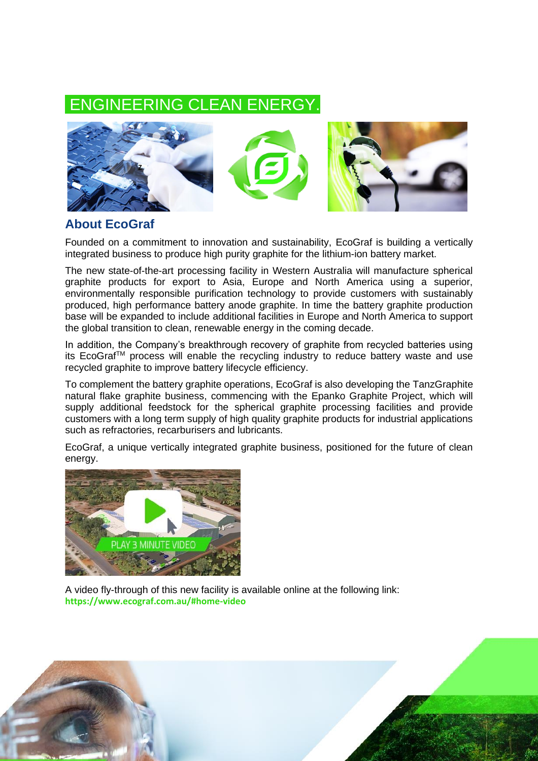# ENGINEERING CLEAN ENERGY.

## About EcoGraf

Founded on a commitment to innovation and sustainability, EcoGraf is building a vertically integrated business to produce high purity graphite for the lithium-ion battery market.

The new state-of-the-art processing facility in Western Australia will manufacture spherical graphite products for export to Asia, Europe and North America using a superior, environmentally responsible purification technology to provide customers with sustainably produced, high performance battery anode graphite. In time the battery graphite production base will be expanded to include additional facilities in Europe and North America to support the global transition to clean, renewable energy in the coming decade.

In addition, the Company's breakthrough recovery of graphite from recycled batteries using its EcoGraf™ process will enable the recycling industry to reduce battery waste and use recycled graphite to improve battery lifecycle efficiency.

To complement the battery graphite operations, EcoGraf is also developing the TanzGraphite natural flake graphite business, commencing with the Epanko Graphite Project, which will supply additional feedstock for the spherical graphite processing facilities and provide customers with a long term supply of high quality graphite products for industrial applications such as refractories, recarburisers and lubricants.

EcoGraf, a unique vertically integrated graphite business, positioned for the future of clean energy.

PLAY 3 MINUTE VIDEO

A video fly-through of this new facility is available online at the following link:
**https://www.ecograf.com.au/#home-video**